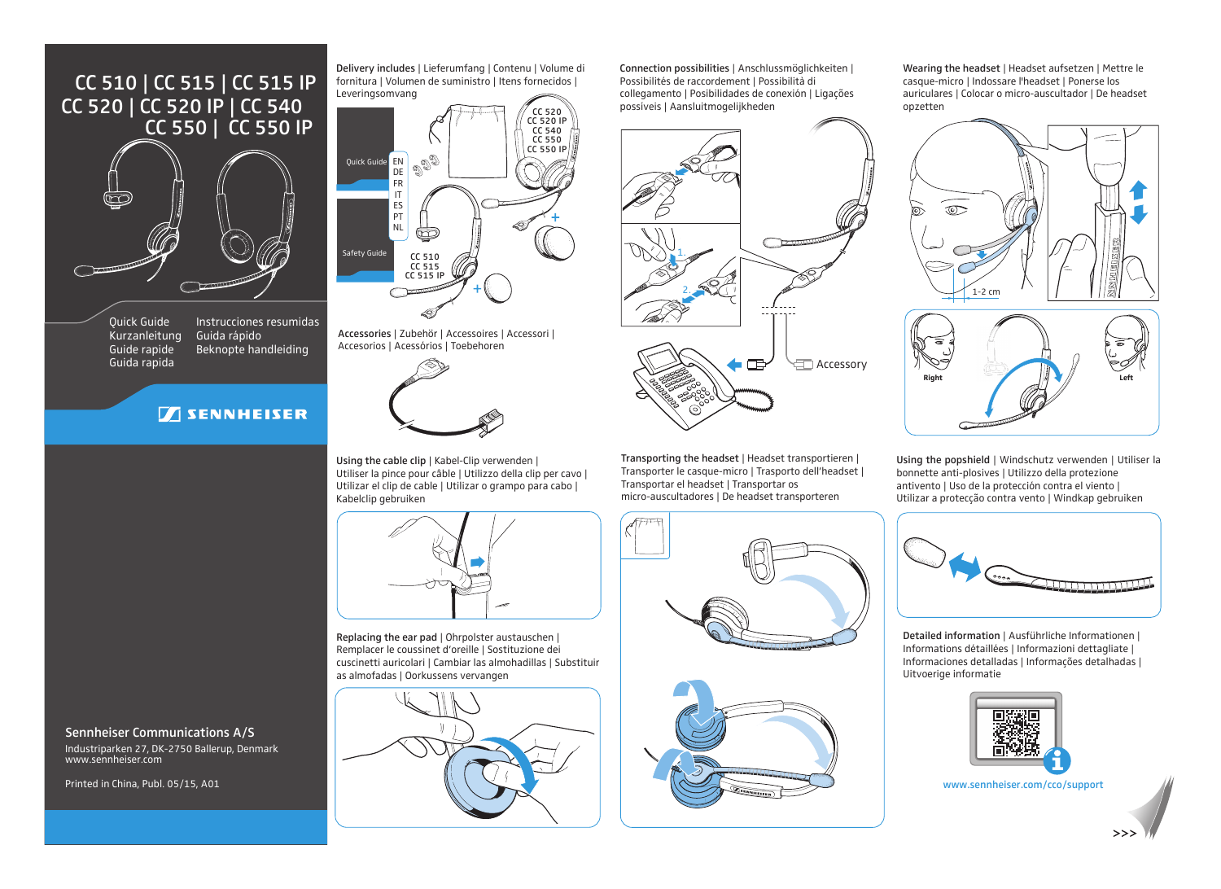# CC 510 | CC 515 | CC 515 IP
# CC 520 | CC 520 IP | CC 540
# CC 550 | CC 550 IP

Quick Guide
Kurzanleitung
Guide rapide
Guida rapida
Instrucciones resumidas
Guia rápido
Beknopte handleiding

SENNHEISER

**Sennheiser Communications A/S**

Industriparken 27, DK-2750 Ballerup, Denmark
www.sennheiser.com

Printed in China, Publ. 05/15, A01

**Delivery includes** | Lieferumfang | Contenu | Volume di fornitura | Volumen de suministro | Itens fornecidos | Leveringsomvang

Quick Guide: EN DE FR IT ES PT NL

Safety Guide

CC 520
CC 520 IP
CC 540
CC 550
CC 550 IP

CC 510
CC 515
CC 515 IP

**Accessories** | Zubehör | Accessoires | Accessori | Accesorios | Acessórios | Toebehoren

**Connection possibilities** | Anschlussmöglichkeiten | Possibilités de raccordement | Possibilità di collegamento | Posibilidades de conexión | Ligações possíveis | Aansluitmogelijkheden

1.
2.

Accessory

**Wearing the headset** | Headset aufsetzen | Mettre le casque-micro | Indossare l'headset | Ponerse los auriculares | Colocar o micro-auscultador | De headset opzetten

1-2 cm

Right
Left

**Using the cable clip** | Kabel-Clip verwenden | Utiliser la pince pour câble | Utilizzo della clip per cavo | Utilizar el clip de cable | Utilizar o grampo para cabo | Kabelclip gebruiken

**Transporting the headset** | Headset transportieren | Transporter le casque-micro | Trasporto dell'headset | Transportar el headset | Transportar os micro-auscultadores | De headset transporteren

**Using the popshield** | Windschutz verwenden | Utiliser la bonnette anti-plosives | Utilizzo della protezione antivento | Uso de la protección contra el viento | Utilizar a protecção contra vento | Windkap gebruiken

**Replacing the ear pad** | Ohrpolster austauschen | Remplacer le coussinet d'oreille | Sostituzione dei cuscinetti auricolari | Cambiar las almohadillas | Substituir as almofadas | Oorkussens vervangen

**Detailed information** | Ausführliche Informationen | Informations détaillées | Informazioni dettagliate | Informaciones detalladas | Informações detalhadas | Uitvoerige informatie

www.sennheiser.com/cco/support

>>>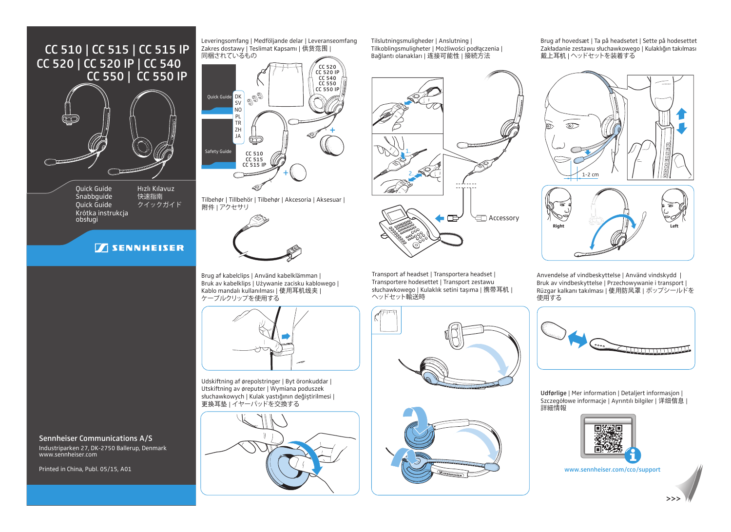# CC 510 | CC 515 | CC 515 IP
# CC 520 | CC 520 IP | CC 540
# CC 550 | CC 550 IP

Quick Guide
Snabbguide
Quick Guide
Krótka instrukcja obsługi

Hızlı Kılavuz
快速指南
クイックガイド

SENNHEISER

Sennheiser Communications A/S
Industriparken 27, DK-2750 Ballerup, Denmark
www.sennheiser.com

Printed in China, Publ. 05/15, A01

## Leveringsomfang | Medföljande delar | Leveranseomfang | Zakres dostawy | Teslimat Kapsamı | 供货范围 | 同梱されているもの

Quick Guide DK SV NO PL TR ZH JA

Safety Guide

CC 520
CC 520 IP
CC 540
CC 550
CC 550 IP

CC 510
CC 515
CC 515 IP

## Tilbehør | Tillbehör | Tilbehør | Akcesoria | Aksesuar | 附件 | アクセサリ

## Brug af kabelclips | Använd kabelklämman | Bruk av kabelklips | Używanie zacisku kablowego | Kablo mandalı kullanılması | 使用耳机线夹 | ケーブルクリップを使用する

## Udskiftning af ørepolstringer | Byt öronkuddar | Utskiftning av øreputer | Wymiana poduszek słuchawkowych | Kulak yastığının değiştirilmesi | 更换耳垫 | イヤーパッドを交換する

## Tilslutningsmuligheder | Anslutning | Tilkoblingsmuligheter | Możliwości podłączenia | Bağlantı olanakları | 连接可能性 | 接続方法

1.
2.

Accessory

## Transport af headset | Transportera headset | Transportere hodesettet | Transport zestawu słuchawkowego | Kulaklık setini taşıma | 携带耳机 | ヘッドセット輸送時

## Brug af hovedsæt | Ta på headsetet | Sette på hodesettet | Zakładanie zestawu słuchawkowego | Kulaklığın takılması | 戴上耳机 | ヘッドセットを装着する

1-2 cm

Right

Left

## Anvendelse af vindbeskyttelse | Använd vindskydd | Bruk av vindbeskyttelse | Przechowywanie i transport | Rüzgar kalkanı takılması | 使用防风罩 | ポップシールドを使用する

## **Udførlige** | Mer information | Detaljert informasjon | Szczegółowe informacje | Ayrıntılı bilgiler | 详细信息 | 詳細情報

www.sennheiser.com/cco/support

>>>